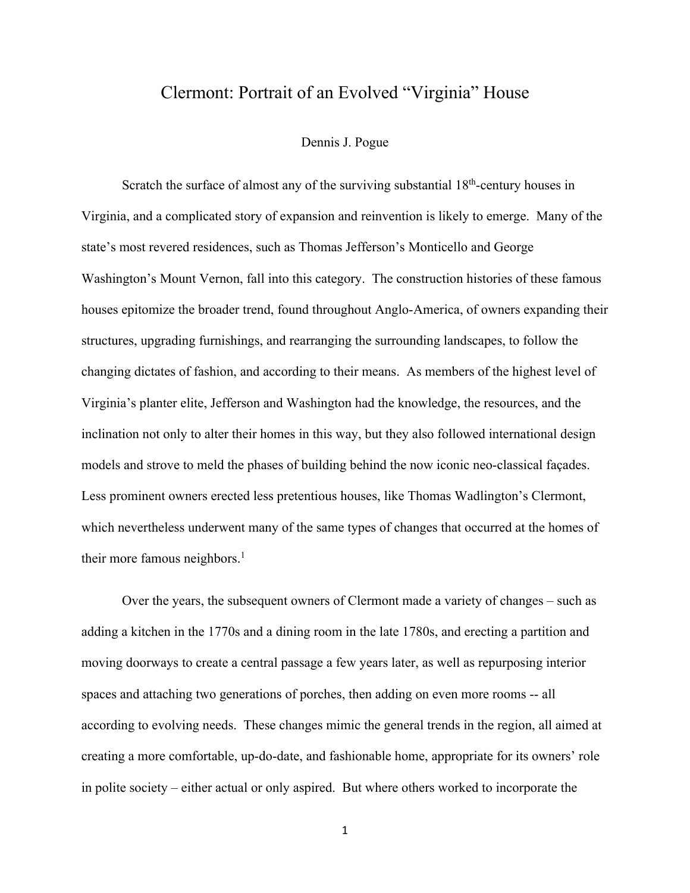# Clermont: Portrait of an Evolved "Virginia" House

Dennis J. Pogue

Scratch the surface of almost any of the surviving substantial 18th-century houses in Virginia, and a complicated story of expansion and reinvention is likely to emerge. Many of the state's most revered residences, such as Thomas Jefferson's Monticello and George Washington's Mount Vernon, fall into this category. The construction histories of these famous houses epitomize the broader trend, found throughout Anglo-America, of owners expanding their structures, upgrading furnishings, and rearranging the surrounding landscapes, to follow the changing dictates of fashion, and according to their means. As members of the highest level of Virginia's planter elite, Jefferson and Washington had the knowledge, the resources, and the inclination not only to alter their homes in this way, but they also followed international design models and strove to meld the phases of building behind the now iconic neo-classical façades. Less prominent owners erected less pretentious houses, like Thomas Wadlington's Clermont, which nevertheless underwent many of the same types of changes that occurred at the homes of their more famous neighbors.[1]

Over the years, the subsequent owners of Clermont made a variety of changes – such as adding a kitchen in the 1770s and a dining room in the late 1780s, and erecting a partition and moving doorways to create a central passage a few years later, as well as repurposing interior spaces and attaching two generations of porches, then adding on even more rooms -- all according to evolving needs. These changes mimic the general trends in the region, all aimed at creating a more comfortable, up-do-date, and fashionable home, appropriate for its owners' role in polite society – either actual or only aspired. But where others worked to incorporate the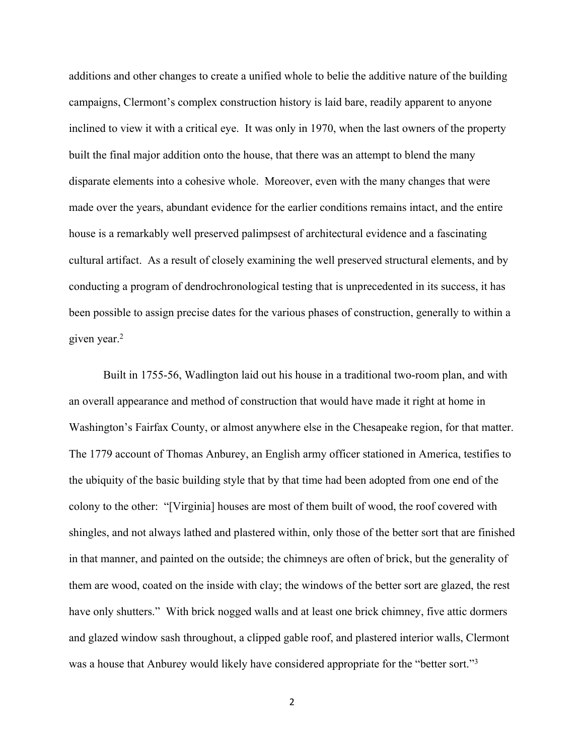additions and other changes to create a unified whole to belie the additive nature of the building campaigns, Clermont's complex construction history is laid bare, readily apparent to anyone inclined to view it with a critical eye. It was only in 1970, when the last owners of the property built the final major addition onto the house, that there was an attempt to blend the many disparate elements into a cohesive whole. Moreover, even with the many changes that were made over the years, abundant evidence for the earlier conditions remains intact, and the entire house is a remarkably well preserved palimpsest of architectural evidence and a fascinating cultural artifact. As a result of closely examining the well preserved structural elements, and by conducting a program of dendrochronological testing that is unprecedented in its success, it has been possible to assign precise dates for the various phases of construction, generally to within a given year.[2]

Built in 1755-56, Wadlington laid out his house in a traditional two-room plan, and with an overall appearance and method of construction that would have made it right at home in Washington's Fairfax County, or almost anywhere else in the Chesapeake region, for that matter. The 1779 account of Thomas Anburey, an English army officer stationed in America, testifies to the ubiquity of the basic building style that by that time had been adopted from one end of the colony to the other: "[Virginia] houses are most of them built of wood, the roof covered with shingles, and not always lathed and plastered within, only those of the better sort that are finished in that manner, and painted on the outside; the chimneys are often of brick, but the generality of them are wood, coated on the inside with clay; the windows of the better sort are glazed, the rest have only shutters." With brick nogged walls and at least one brick chimney, five attic dormers and glazed window sash throughout, a clipped gable roof, and plastered interior walls, Clermont was a house that Anburey would likely have considered appropriate for the "better sort."[3]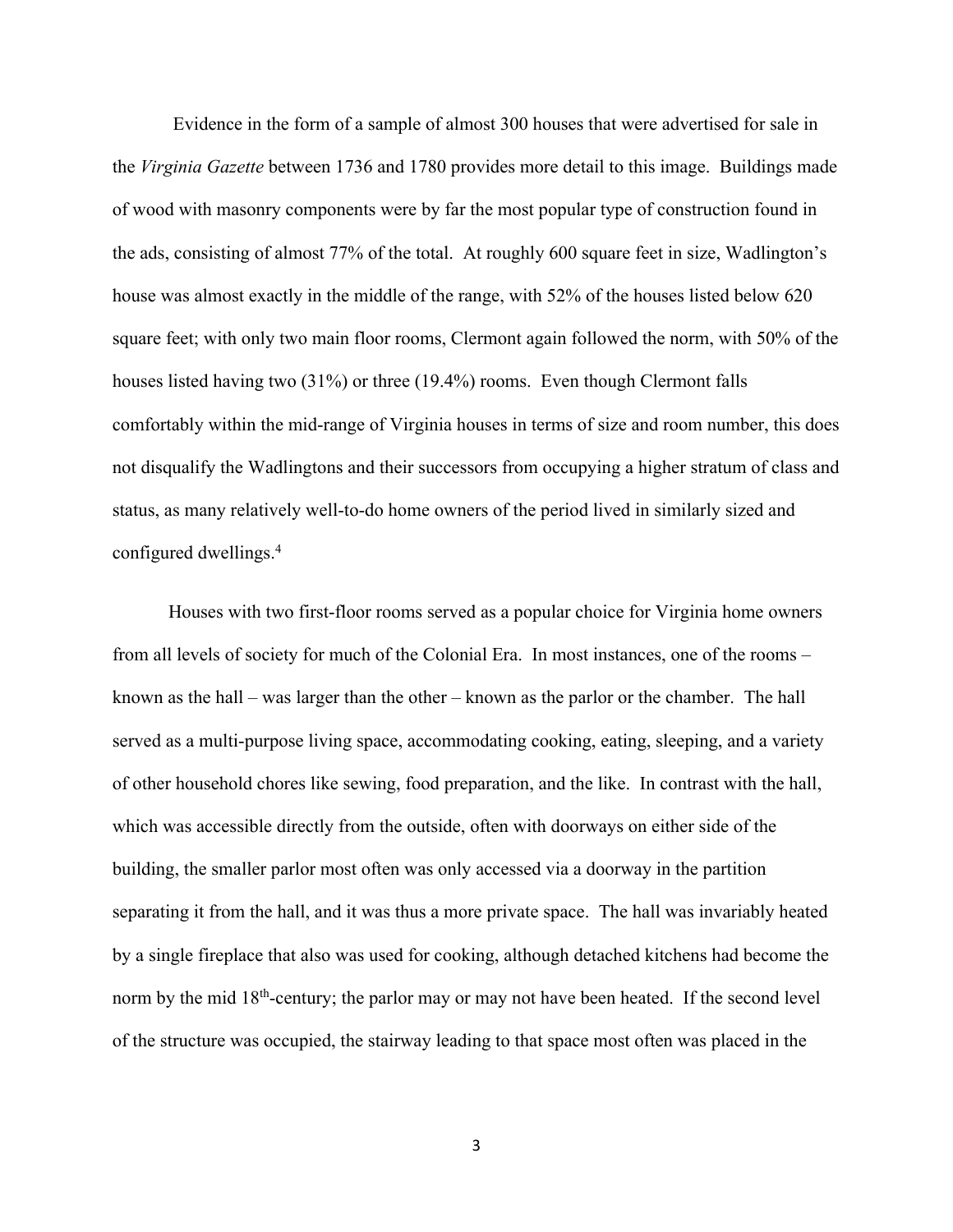Evidence in the form of a sample of almost 300 houses that were advertised for sale in the *Virginia Gazette* between 1736 and 1780 provides more detail to this image. Buildings made of wood with masonry components were by far the most popular type of construction found in the ads, consisting of almost 77% of the total. At roughly 600 square feet in size, Wadlington's house was almost exactly in the middle of the range, with 52% of the houses listed below 620 square feet; with only two main floor rooms, Clermont again followed the norm, with 50% of the houses listed having two (31%) or three (19.4%) rooms. Even though Clermont falls comfortably within the mid-range of Virginia houses in terms of size and room number, this does not disqualify the Wadlingtons and their successors from occupying a higher stratum of class and status, as many relatively well-to-do home owners of the period lived in similarly sized and configured dwellings.[4]

Houses with two first-floor rooms served as a popular choice for Virginia home owners from all levels of society for much of the Colonial Era. In most instances, one of the rooms – known as the hall – was larger than the other – known as the parlor or the chamber. The hall served as a multi-purpose living space, accommodating cooking, eating, sleeping, and a variety of other household chores like sewing, food preparation, and the like. In contrast with the hall, which was accessible directly from the outside, often with doorways on either side of the building, the smaller parlor most often was only accessed via a doorway in the partition separating it from the hall, and it was thus a more private space. The hall was invariably heated by a single fireplace that also was used for cooking, although detached kitchens had become the norm by the mid 18th-century; the parlor may or may not have been heated. If the second level of the structure was occupied, the stairway leading to that space most often was placed in the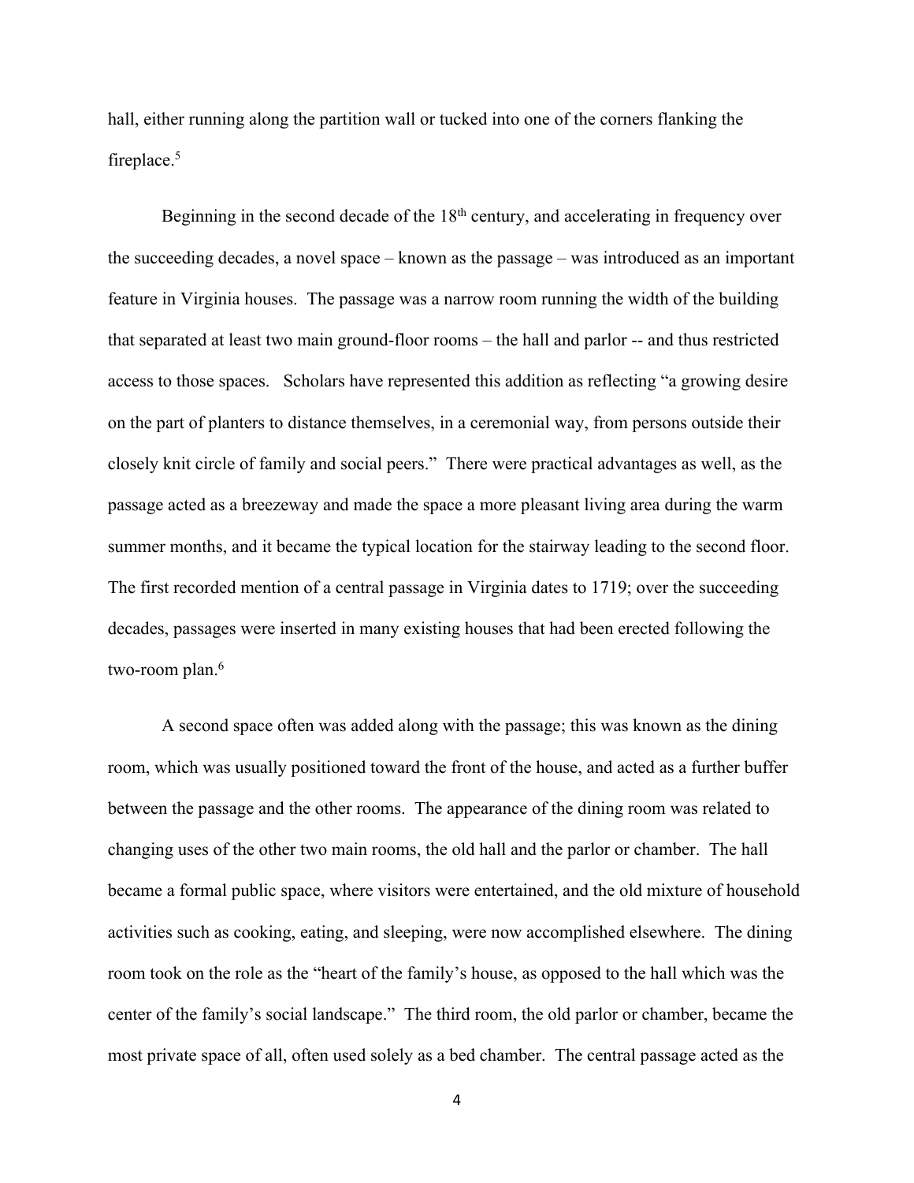hall, either running along the partition wall or tucked into one of the corners flanking the fireplace.[5]

Beginning in the second decade of the 18th century, and accelerating in frequency over the succeeding decades, a novel space – known as the passage – was introduced as an important feature in Virginia houses. The passage was a narrow room running the width of the building that separated at least two main ground-floor rooms – the hall and parlor -- and thus restricted access to those spaces. Scholars have represented this addition as reflecting "a growing desire on the part of planters to distance themselves, in a ceremonial way, from persons outside their closely knit circle of family and social peers." There were practical advantages as well, as the passage acted as a breezeway and made the space a more pleasant living area during the warm summer months, and it became the typical location for the stairway leading to the second floor. The first recorded mention of a central passage in Virginia dates to 1719; over the succeeding decades, passages were inserted in many existing houses that had been erected following the two-room plan.[6]

A second space often was added along with the passage; this was known as the dining room, which was usually positioned toward the front of the house, and acted as a further buffer between the passage and the other rooms. The appearance of the dining room was related to changing uses of the other two main rooms, the old hall and the parlor or chamber. The hall became a formal public space, where visitors were entertained, and the old mixture of household activities such as cooking, eating, and sleeping, were now accomplished elsewhere. The dining room took on the role as the "heart of the family's house, as opposed to the hall which was the center of the family's social landscape." The third room, the old parlor or chamber, became the most private space of all, often used solely as a bed chamber. The central passage acted as the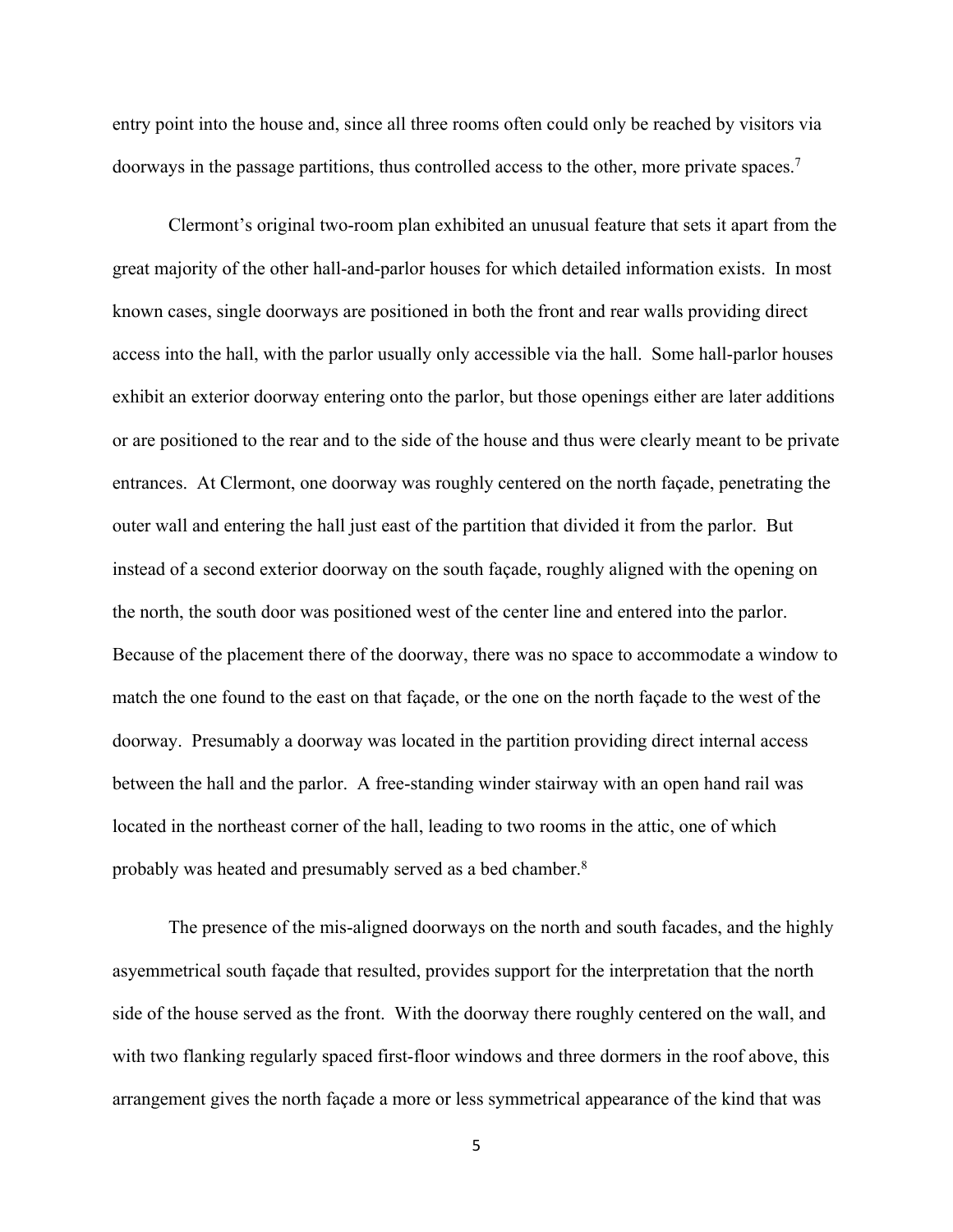entry point into the house and, since all three rooms often could only be reached by visitors via doorways in the passage partitions, thus controlled access to the other, more private spaces.[7]

Clermont's original two-room plan exhibited an unusual feature that sets it apart from the great majority of the other hall-and-parlor houses for which detailed information exists. In most known cases, single doorways are positioned in both the front and rear walls providing direct access into the hall, with the parlor usually only accessible via the hall. Some hall-parlor houses exhibit an exterior doorway entering onto the parlor, but those openings either are later additions or are positioned to the rear and to the side of the house and thus were clearly meant to be private entrances. At Clermont, one doorway was roughly centered on the north façade, penetrating the outer wall and entering the hall just east of the partition that divided it from the parlor. But instead of a second exterior doorway on the south façade, roughly aligned with the opening on the north, the south door was positioned west of the center line and entered into the parlor. Because of the placement there of the doorway, there was no space to accommodate a window to match the one found to the east on that façade, or the one on the north façade to the west of the doorway. Presumably a doorway was located in the partition providing direct internal access between the hall and the parlor. A free-standing winder stairway with an open hand rail was located in the northeast corner of the hall, leading to two rooms in the attic, one of which probably was heated and presumably served as a bed chamber.[8]

The presence of the mis-aligned doorways on the north and south facades, and the highly asyemmetrical south façade that resulted, provides support for the interpretation that the north side of the house served as the front. With the doorway there roughly centered on the wall, and with two flanking regularly spaced first-floor windows and three dormers in the roof above, this arrangement gives the north façade a more or less symmetrical appearance of the kind that was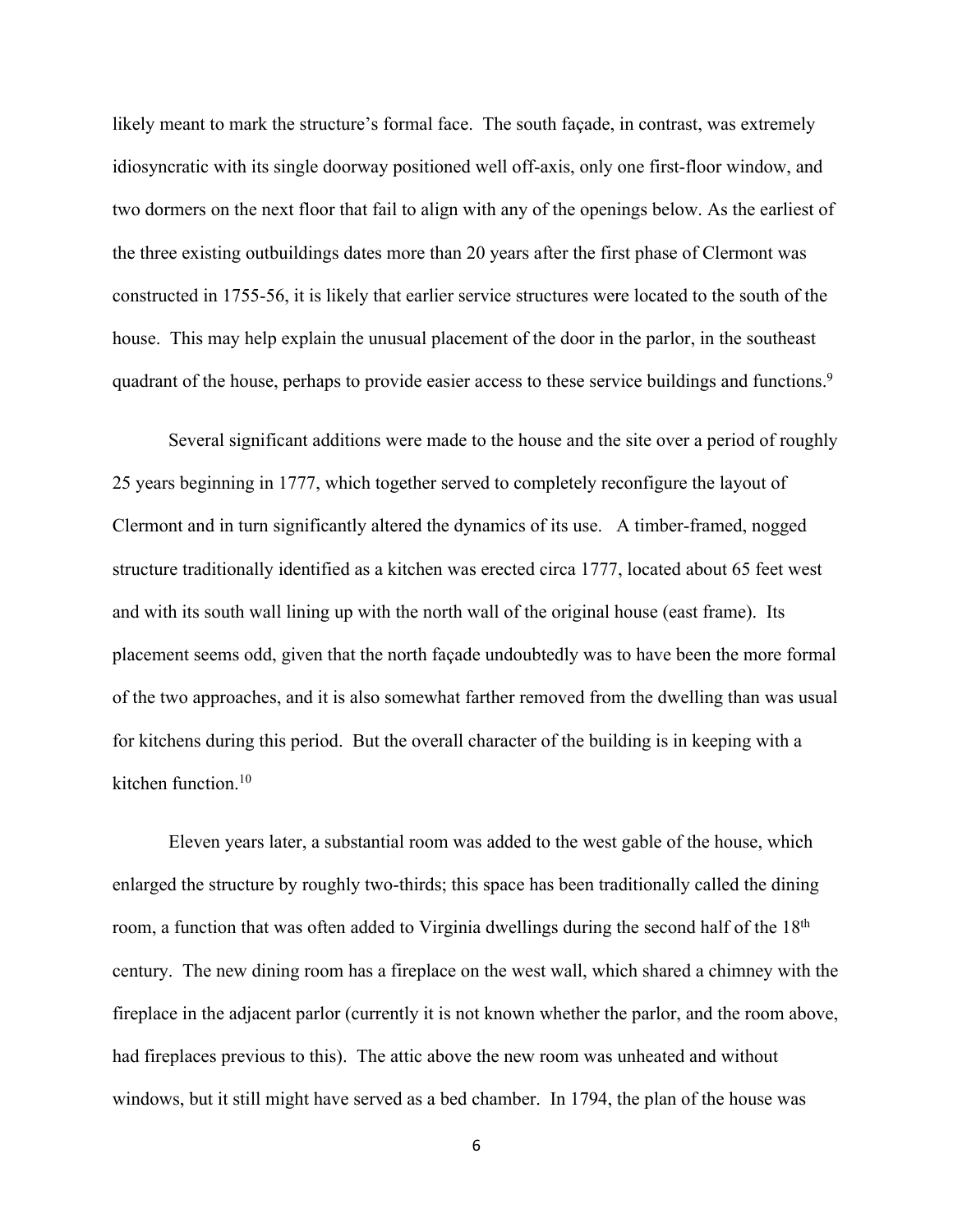likely meant to mark the structure's formal face. The south façade, in contrast, was extremely idiosyncratic with its single doorway positioned well off-axis, only one first-floor window, and two dormers on the next floor that fail to align with any of the openings below. As the earliest of the three existing outbuildings dates more than 20 years after the first phase of Clermont was constructed in 1755-56, it is likely that earlier service structures were located to the south of the house. This may help explain the unusual placement of the door in the parlor, in the southeast quadrant of the house, perhaps to provide easier access to these service buildings and functions.[9]

Several significant additions were made to the house and the site over a period of roughly 25 years beginning in 1777, which together served to completely reconfigure the layout of Clermont and in turn significantly altered the dynamics of its use. A timber-framed, nogged structure traditionally identified as a kitchen was erected circa 1777, located about 65 feet west and with its south wall lining up with the north wall of the original house (east frame). Its placement seems odd, given that the north façade undoubtedly was to have been the more formal of the two approaches, and it is also somewhat farther removed from the dwelling than was usual for kitchens during this period. But the overall character of the building is in keeping with a kitchen function.[10]

Eleven years later, a substantial room was added to the west gable of the house, which enlarged the structure by roughly two-thirds; this space has been traditionally called the dining room, a function that was often added to Virginia dwellings during the second half of the 18th century. The new dining room has a fireplace on the west wall, which shared a chimney with the fireplace in the adjacent parlor (currently it is not known whether the parlor, and the room above, had fireplaces previous to this). The attic above the new room was unheated and without windows, but it still might have served as a bed chamber. In 1794, the plan of the house was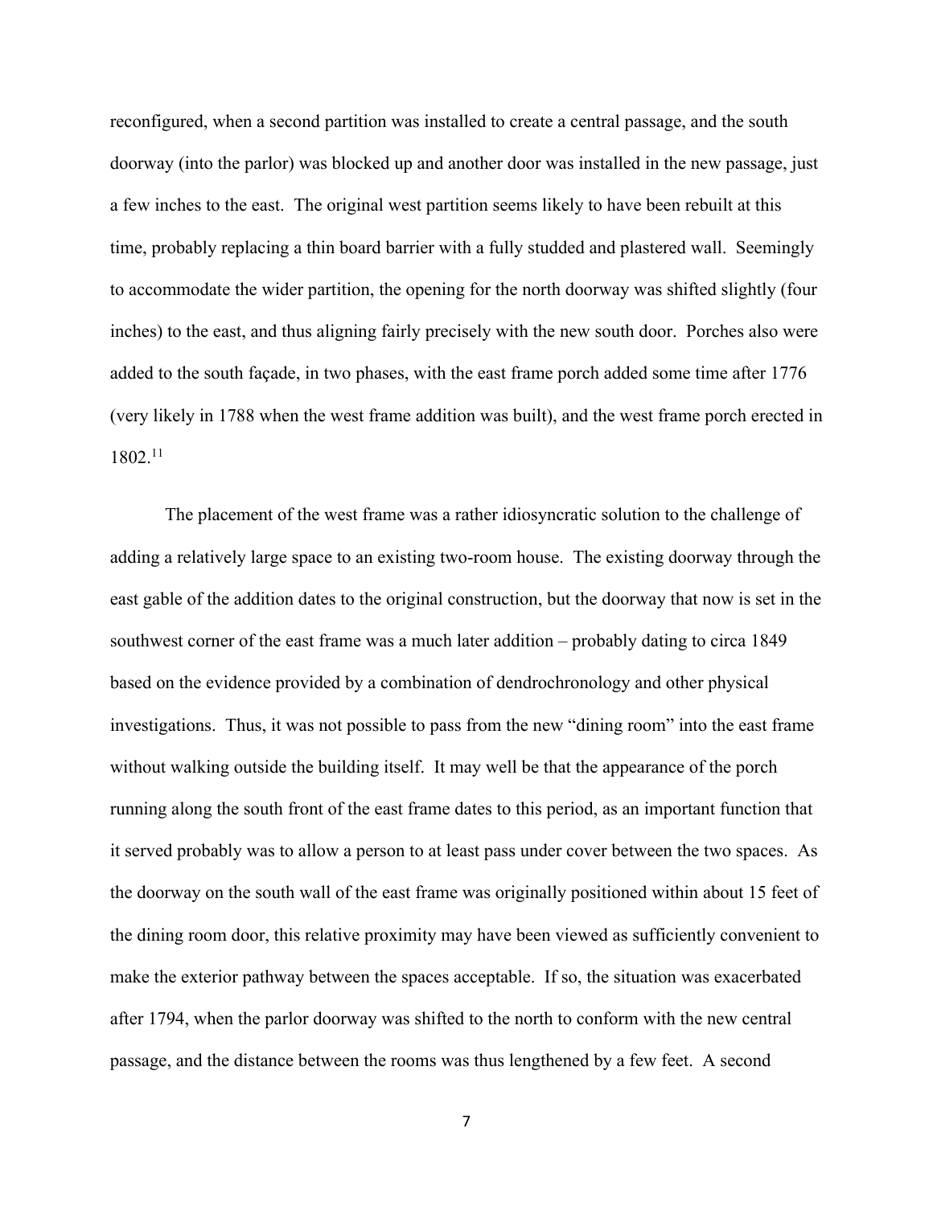reconfigured, when a second partition was installed to create a central passage, and the south doorway (into the parlor) was blocked up and another door was installed in the new passage, just a few inches to the east. The original west partition seems likely to have been rebuilt at this time, probably replacing a thin board barrier with a fully studded and plastered wall. Seemingly to accommodate the wider partition, the opening for the north doorway was shifted slightly (four inches) to the east, and thus aligning fairly precisely with the new south door. Porches also were added to the south façade, in two phases, with the east frame porch added some time after 1776 (very likely in 1788 when the west frame addition was built), and the west frame porch erected in 1802.[11]

The placement of the west frame was a rather idiosyncratic solution to the challenge of adding a relatively large space to an existing two-room house. The existing doorway through the east gable of the addition dates to the original construction, but the doorway that now is set in the southwest corner of the east frame was a much later addition – probably dating to circa 1849 based on the evidence provided by a combination of dendrochronology and other physical investigations. Thus, it was not possible to pass from the new "dining room" into the east frame without walking outside the building itself. It may well be that the appearance of the porch running along the south front of the east frame dates to this period, as an important function that it served probably was to allow a person to at least pass under cover between the two spaces. As the doorway on the south wall of the east frame was originally positioned within about 15 feet of the dining room door, this relative proximity may have been viewed as sufficiently convenient to make the exterior pathway between the spaces acceptable. If so, the situation was exacerbated after 1794, when the parlor doorway was shifted to the north to conform with the new central passage, and the distance between the rooms was thus lengthened by a few feet. A second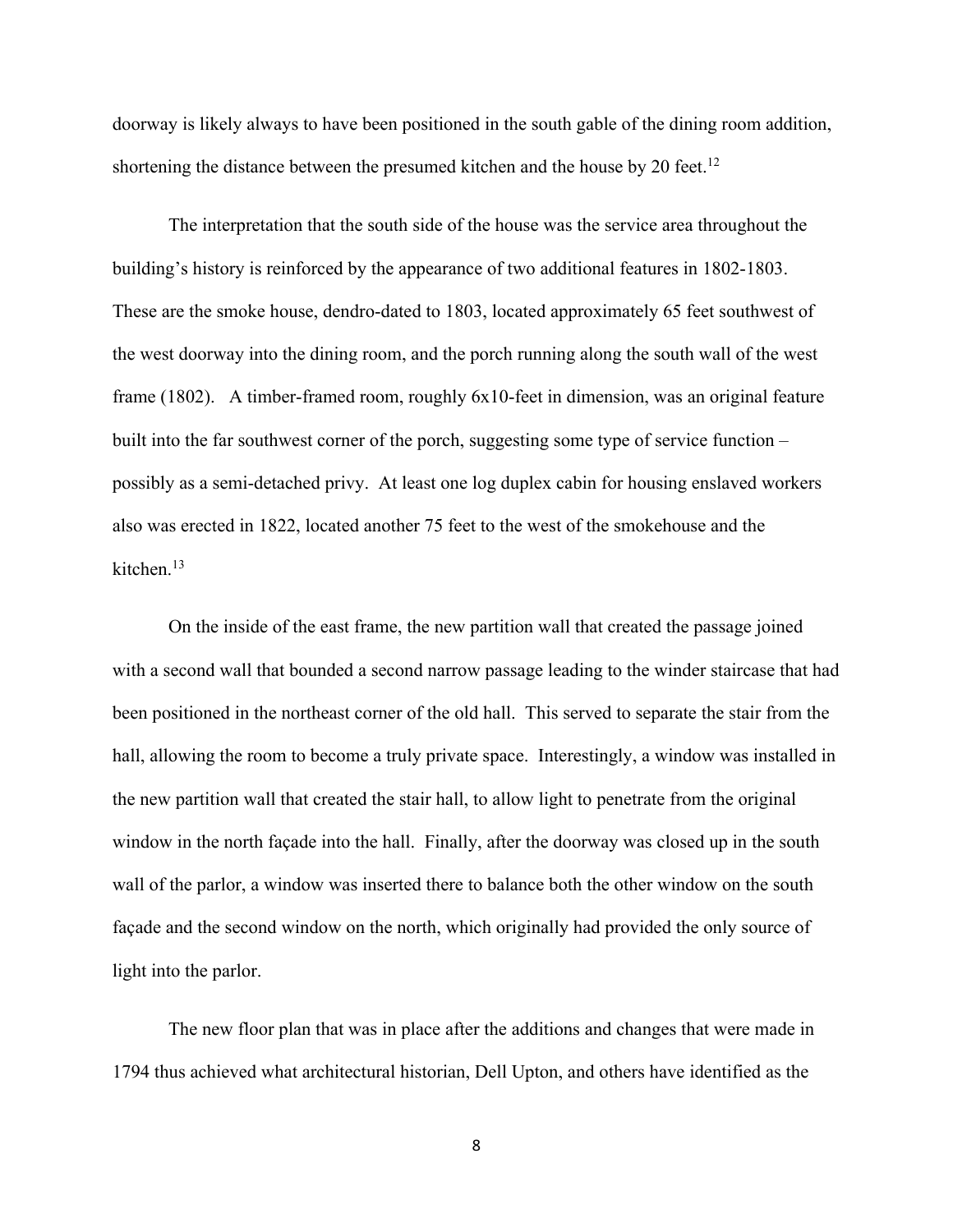doorway is likely always to have been positioned in the south gable of the dining room addition, shortening the distance between the presumed kitchen and the house by 20 feet.[12]

The interpretation that the south side of the house was the service area throughout the building's history is reinforced by the appearance of two additional features in 1802-1803. These are the smoke house, dendro-dated to 1803, located approximately 65 feet southwest of the west doorway into the dining room, and the porch running along the south wall of the west frame (1802). A timber-framed room, roughly 6x10-feet in dimension, was an original feature built into the far southwest corner of the porch, suggesting some type of service function – possibly as a semi-detached privy. At least one log duplex cabin for housing enslaved workers also was erected in 1822, located another 75 feet to the west of the smokehouse and the kitchen.[13]

On the inside of the east frame, the new partition wall that created the passage joined with a second wall that bounded a second narrow passage leading to the winder staircase that had been positioned in the northeast corner of the old hall. This served to separate the stair from the hall, allowing the room to become a truly private space. Interestingly, a window was installed in the new partition wall that created the stair hall, to allow light to penetrate from the original window in the north façade into the hall. Finally, after the doorway was closed up in the south wall of the parlor, a window was inserted there to balance both the other window on the south façade and the second window on the north, which originally had provided the only source of light into the parlor.

The new floor plan that was in place after the additions and changes that were made in 1794 thus achieved what architectural historian, Dell Upton, and others have identified as the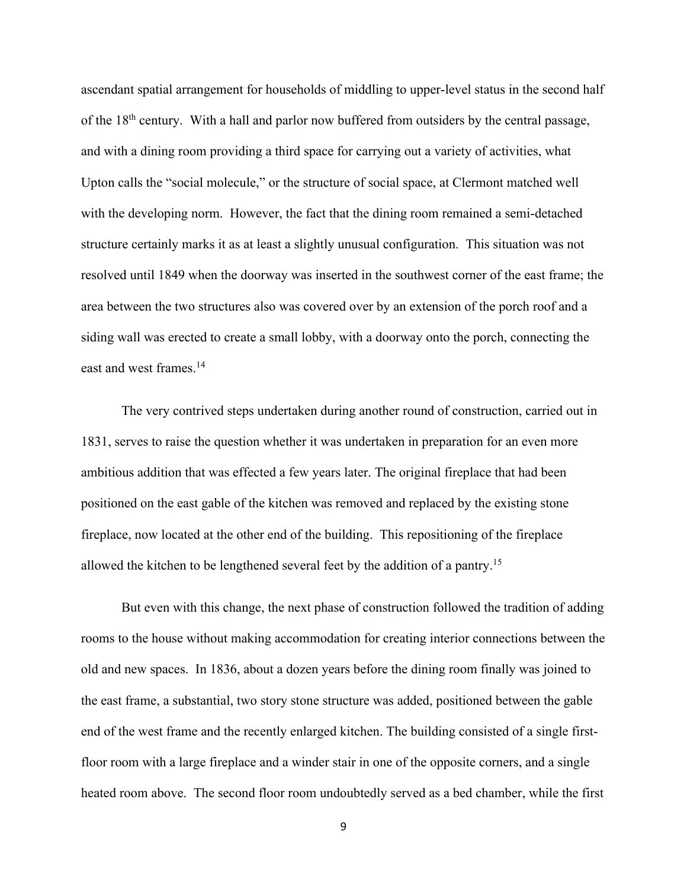ascendant spatial arrangement for households of middling to upper-level status in the second half of the 18th century. With a hall and parlor now buffered from outsiders by the central passage, and with a dining room providing a third space for carrying out a variety of activities, what Upton calls the "social molecule," or the structure of social space, at Clermont matched well with the developing norm. However, the fact that the dining room remained a semi-detached structure certainly marks it as at least a slightly unusual configuration. This situation was not resolved until 1849 when the doorway was inserted in the southwest corner of the east frame; the area between the two structures also was covered over by an extension of the porch roof and a siding wall was erected to create a small lobby, with a doorway onto the porch, connecting the east and west frames.[14]

The very contrived steps undertaken during another round of construction, carried out in 1831, serves to raise the question whether it was undertaken in preparation for an even more ambitious addition that was effected a few years later. The original fireplace that had been positioned on the east gable of the kitchen was removed and replaced by the existing stone fireplace, now located at the other end of the building. This repositioning of the fireplace allowed the kitchen to be lengthened several feet by the addition of a pantry.[15]

But even with this change, the next phase of construction followed the tradition of adding rooms to the house without making accommodation for creating interior connections between the old and new spaces. In 1836, about a dozen years before the dining room finally was joined to the east frame, a substantial, two story stone structure was added, positioned between the gable end of the west frame and the recently enlarged kitchen. The building consisted of a single first-floor room with a large fireplace and a winder stair in one of the opposite corners, and a single heated room above. The second floor room undoubtedly served as a bed chamber, while the first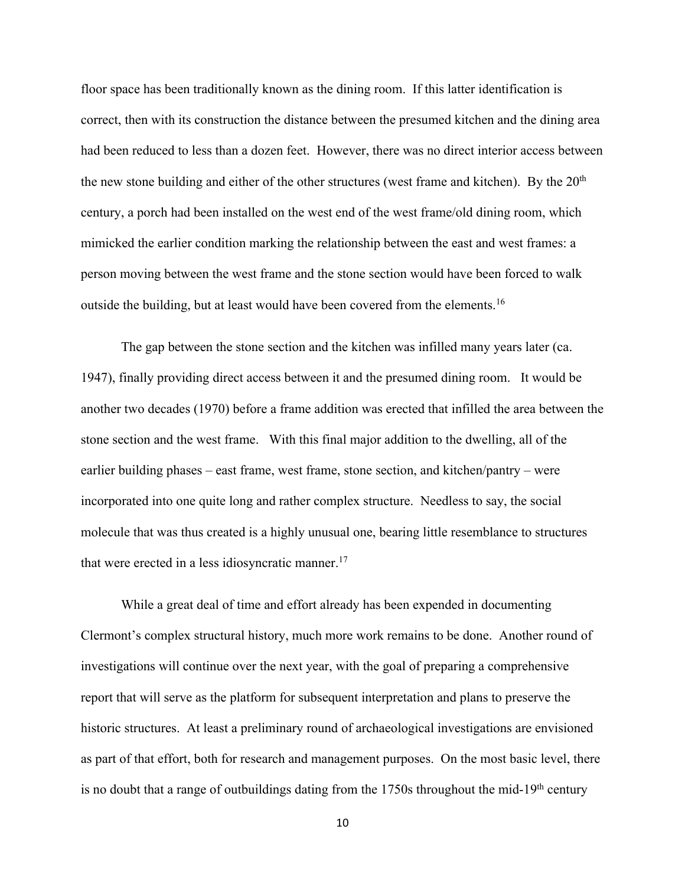floor space has been traditionally known as the dining room. If this latter identification is correct, then with its construction the distance between the presumed kitchen and the dining area had been reduced to less than a dozen feet. However, there was no direct interior access between the new stone building and either of the other structures (west frame and kitchen). By the 20th century, a porch had been installed on the west end of the west frame/old dining room, which mimicked the earlier condition marking the relationship between the east and west frames: a person moving between the west frame and the stone section would have been forced to walk outside the building, but at least would have been covered from the elements.[16]

The gap between the stone section and the kitchen was infilled many years later (ca. 1947), finally providing direct access between it and the presumed dining room. It would be another two decades (1970) before a frame addition was erected that infilled the area between the stone section and the west frame. With this final major addition to the dwelling, all of the earlier building phases – east frame, west frame, stone section, and kitchen/pantry – were incorporated into one quite long and rather complex structure. Needless to say, the social molecule that was thus created is a highly unusual one, bearing little resemblance to structures that were erected in a less idiosyncratic manner.[17]

While a great deal of time and effort already has been expended in documenting Clermont's complex structural history, much more work remains to be done. Another round of investigations will continue over the next year, with the goal of preparing a comprehensive report that will serve as the platform for subsequent interpretation and plans to preserve the historic structures. At least a preliminary round of archaeological investigations are envisioned as part of that effort, both for research and management purposes. On the most basic level, there is no doubt that a range of outbuildings dating from the 1750s throughout the mid-19th century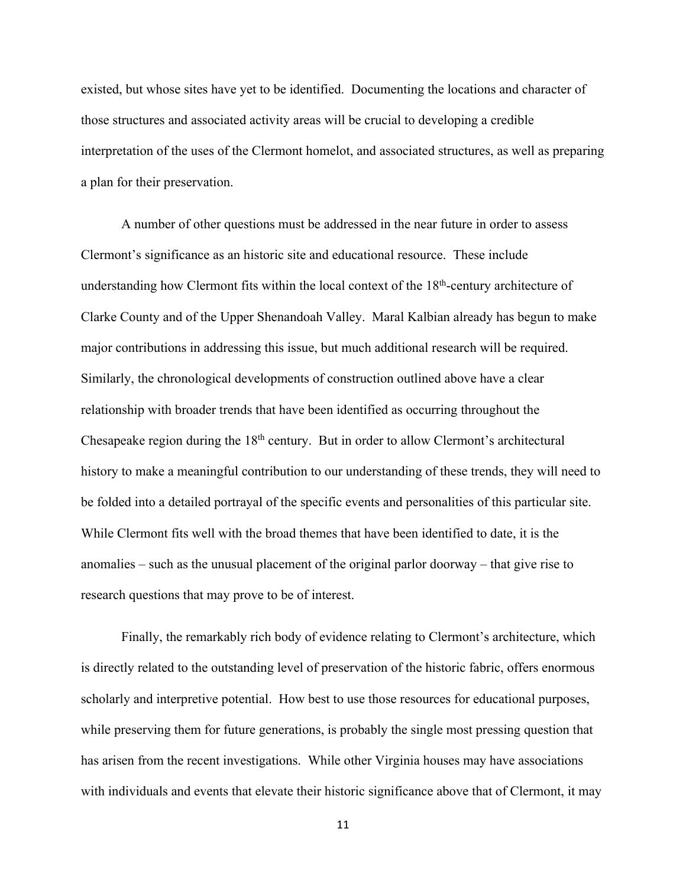existed, but whose sites have yet to be identified. Documenting the locations and character of those structures and associated activity areas will be crucial to developing a credible interpretation of the uses of the Clermont homelot, and associated structures, as well as preparing a plan for their preservation.

A number of other questions must be addressed in the near future in order to assess Clermont's significance as an historic site and educational resource. These include understanding how Clermont fits within the local context of the 18th-century architecture of Clarke County and of the Upper Shenandoah Valley. Maral Kalbian already has begun to make major contributions in addressing this issue, but much additional research will be required. Similarly, the chronological developments of construction outlined above have a clear relationship with broader trends that have been identified as occurring throughout the Chesapeake region during the 18th century. But in order to allow Clermont's architectural history to make a meaningful contribution to our understanding of these trends, they will need to be folded into a detailed portrayal of the specific events and personalities of this particular site. While Clermont fits well with the broad themes that have been identified to date, it is the anomalies – such as the unusual placement of the original parlor doorway – that give rise to research questions that may prove to be of interest.

Finally, the remarkably rich body of evidence relating to Clermont's architecture, which is directly related to the outstanding level of preservation of the historic fabric, offers enormous scholarly and interpretive potential. How best to use those resources for educational purposes, while preserving them for future generations, is probably the single most pressing question that has arisen from the recent investigations. While other Virginia houses may have associations with individuals and events that elevate their historic significance above that of Clermont, it may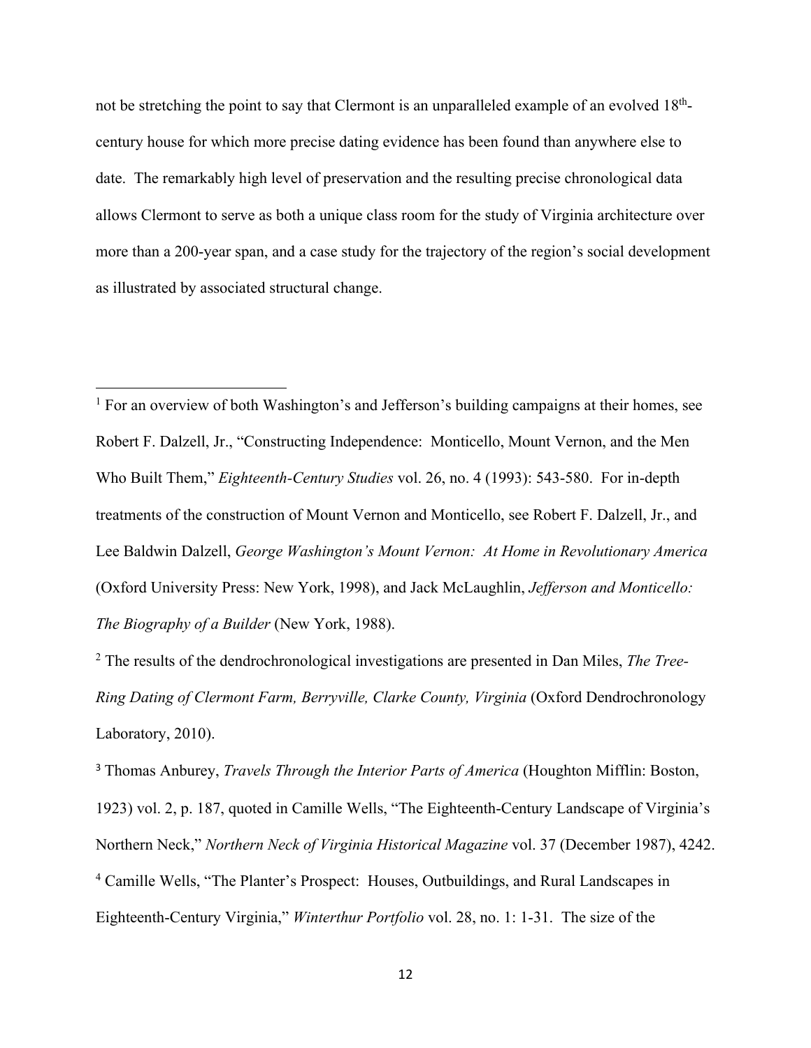not be stretching the point to say that Clermont is an unparalleled example of an evolved 18th-century house for which more precise dating evidence has been found than anywhere else to date. The remarkably high level of preservation and the resulting precise chronological data allows Clermont to serve as both a unique class room for the study of Virginia architecture over more than a 200-year span, and a case study for the trajectory of the region's social development as illustrated by associated structural change.

---

[1] For an overview of both Washington's and Jefferson's building campaigns at their homes, see Robert F. Dalzell, Jr., "Constructing Independence: Monticello, Mount Vernon, and the Men Who Built Them," *Eighteenth-Century Studies* vol. 26, no. 4 (1993): 543-580. For in-depth treatments of the construction of Mount Vernon and Monticello, see Robert F. Dalzell, Jr., and Lee Baldwin Dalzell, *George Washington's Mount Vernon: At Home in Revolutionary America* (Oxford University Press: New York, 1998), and Jack McLaughlin, *Jefferson and Monticello: The Biography of a Builder* (New York, 1988).

[2] The results of the dendrochronological investigations are presented in Dan Miles, *The Tree-Ring Dating of Clermont Farm, Berryville, Clarke County, Virginia* (Oxford Dendrochronology Laboratory, 2010).

[3] Thomas Anburey, *Travels Through the Interior Parts of America* (Houghton Mifflin: Boston, 1923) vol. 2, p. 187, quoted in Camille Wells, "The Eighteenth-Century Landscape of Virginia's Northern Neck," *Northern Neck of Virginia Historical Magazine* vol. 37 (December 1987), 4242.

[4] Camille Wells, "The Planter's Prospect: Houses, Outbuildings, and Rural Landscapes in Eighteenth-Century Virginia," *Winterthur Portfolio* vol. 28, no. 1: 1-31. The size of the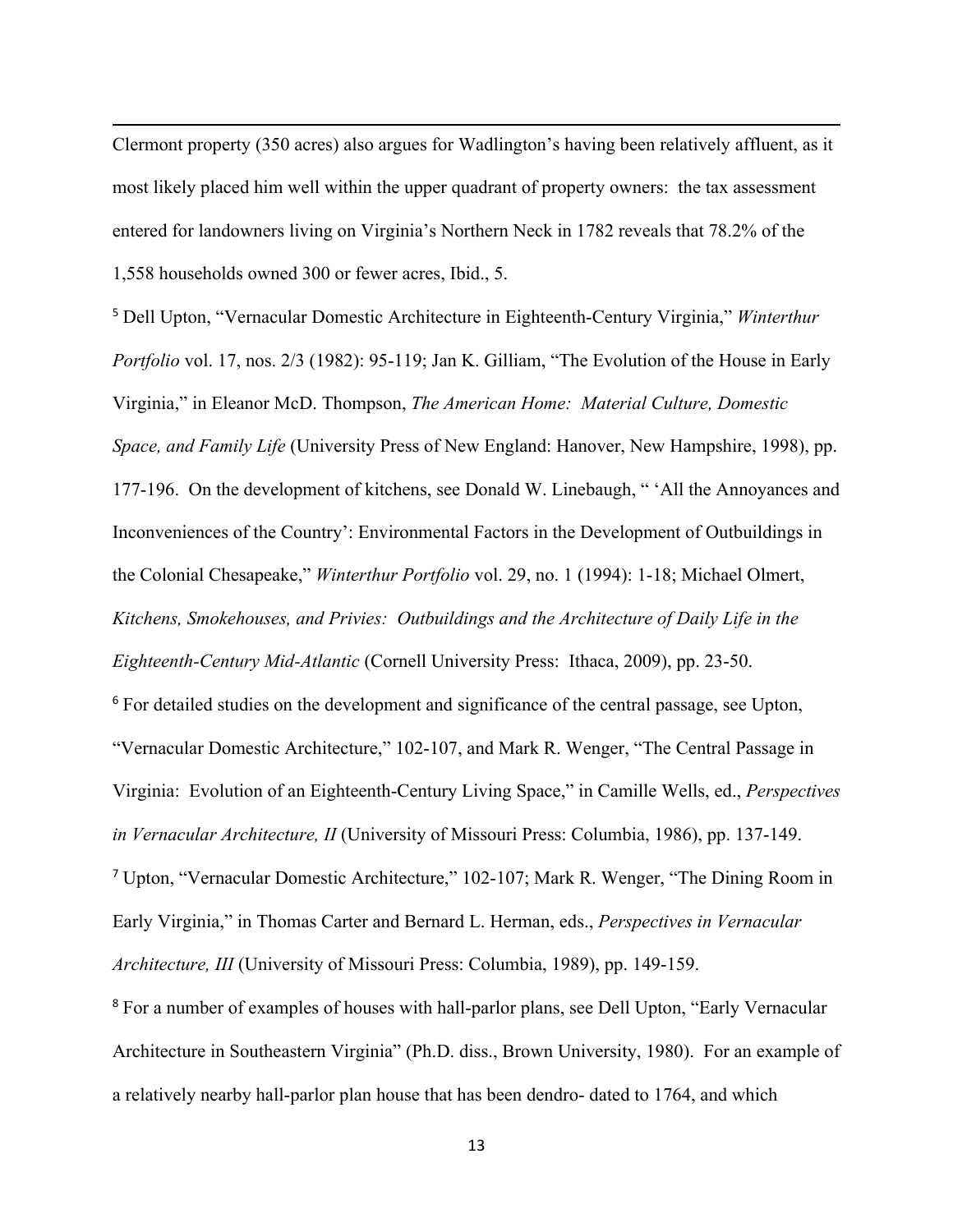Clermont property (350 acres) also argues for Wadlington's having been relatively affluent, as it most likely placed him well within the upper quadrant of property owners: the tax assessment entered for landowners living on Virginia's Northern Neck in 1782 reveals that 78.2% of the 1,558 households owned 300 or fewer acres, Ibid., 5.

[5] Dell Upton, "Vernacular Domestic Architecture in Eighteenth-Century Virginia," *Winterthur Portfolio* vol. 17, nos. 2/3 (1982): 95-119; Jan K. Gilliam, "The Evolution of the House in Early Virginia," in Eleanor McD. Thompson, *The American Home: Material Culture, Domestic Space, and Family Life* (University Press of New England: Hanover, New Hampshire, 1998), pp. 177-196. On the development of kitchens, see Donald W. Linebaugh, " 'All the Annoyances and Inconveniences of the Country': Environmental Factors in the Development of Outbuildings in the Colonial Chesapeake," *Winterthur Portfolio* vol. 29, no. 1 (1994): 1-18; Michael Olmert, *Kitchens, Smokehouses, and Privies: Outbuildings and the Architecture of Daily Life in the Eighteenth-Century Mid-Atlantic* (Cornell University Press: Ithaca, 2009), pp. 23-50.

[6] For detailed studies on the development and significance of the central passage, see Upton, "Vernacular Domestic Architecture," 102-107, and Mark R. Wenger, "The Central Passage in Virginia: Evolution of an Eighteenth-Century Living Space," in Camille Wells, ed., *Perspectives in Vernacular Architecture, II* (University of Missouri Press: Columbia, 1986), pp. 137-149.

[7] Upton, "Vernacular Domestic Architecture," 102-107; Mark R. Wenger, "The Dining Room in Early Virginia," in Thomas Carter and Bernard L. Herman, eds., *Perspectives in Vernacular Architecture, III* (University of Missouri Press: Columbia, 1989), pp. 149-159.

[8] For a number of examples of houses with hall-parlor plans, see Dell Upton, "Early Vernacular Architecture in Southeastern Virginia" (Ph.D. diss., Brown University, 1980). For an example of a relatively nearby hall-parlor plan house that has been dendro- dated to 1764, and which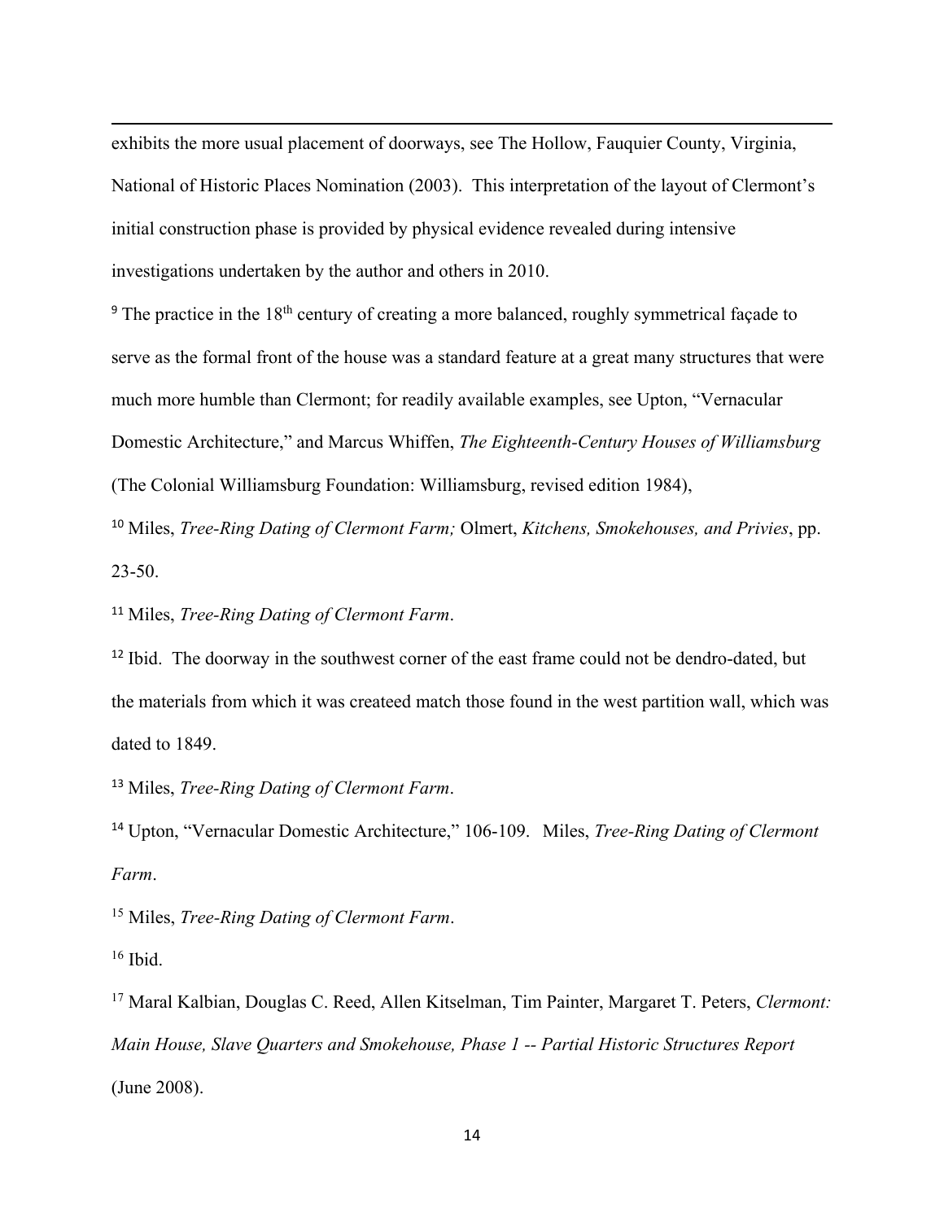exhibits the more usual placement of doorways, see The Hollow, Fauquier County, Virginia, National of Historic Places Nomination (2003). This interpretation of the layout of Clermont's initial construction phase is provided by physical evidence revealed during intensive investigations undertaken by the author and others in 2010.

[9] The practice in the 18th century of creating a more balanced, roughly symmetrical façade to serve as the formal front of the house was a standard feature at a great many structures that were much more humble than Clermont; for readily available examples, see Upton, "Vernacular Domestic Architecture," and Marcus Whiffen, *The Eighteenth-Century Houses of Williamsburg* (The Colonial Williamsburg Foundation: Williamsburg, revised edition 1984),

[10] Miles, *Tree-Ring Dating of Clermont Farm;* Olmert, *Kitchens, Smokehouses, and Privies*, pp. 23-50.

[11] Miles, *Tree-Ring Dating of Clermont Farm*.

[12] Ibid. The doorway in the southwest corner of the east frame could not be dendro-dated, but the materials from which it was createed match those found in the west partition wall, which was dated to 1849.

[13] Miles, *Tree-Ring Dating of Clermont Farm*.

[14] Upton, "Vernacular Domestic Architecture," 106-109. Miles, *Tree-Ring Dating of Clermont Farm*.

[15] Miles, *Tree-Ring Dating of Clermont Farm*.

[16] Ibid.

[17] Maral Kalbian, Douglas C. Reed, Allen Kitselman, Tim Painter, Margaret T. Peters, *Clermont: Main House, Slave Quarters and Smokehouse, Phase 1 -- Partial Historic Structures Report* (June 2008).